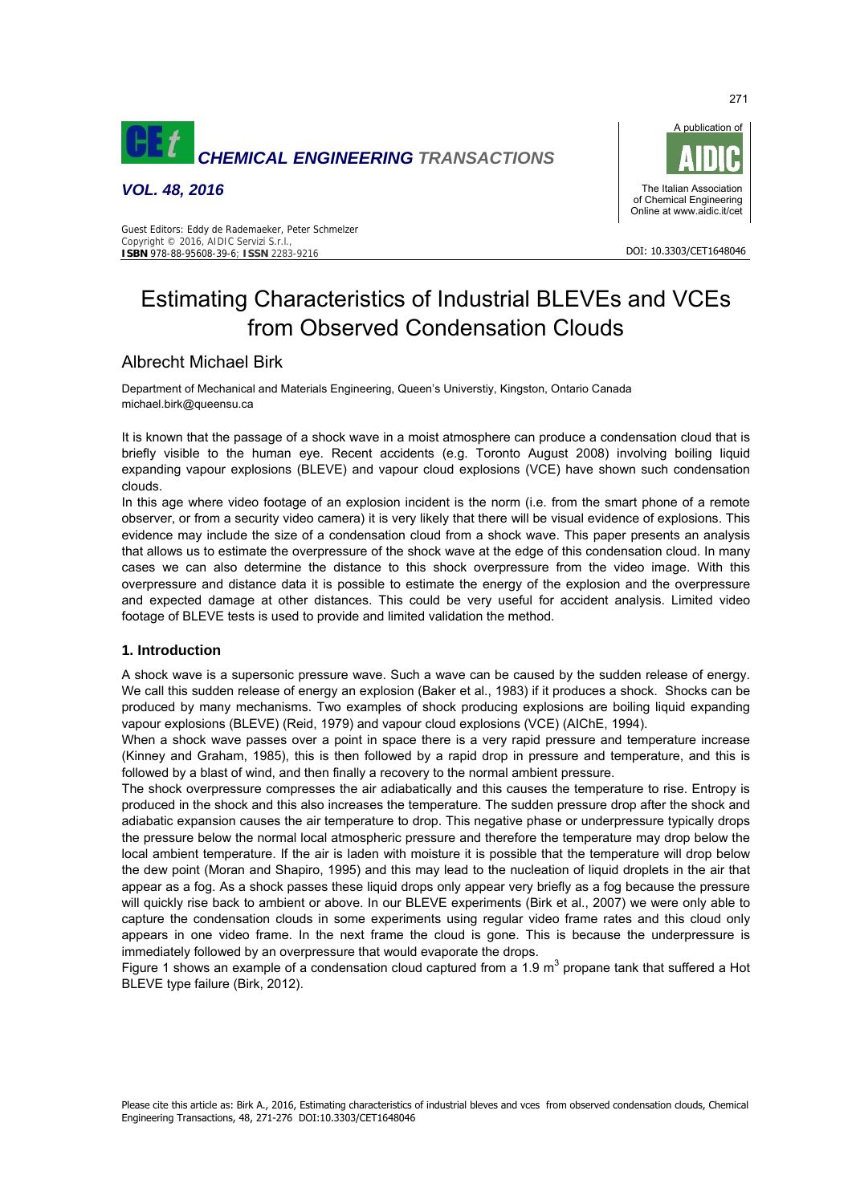# Estimating Characteristics of Industrial BLEVEs and VCEs from Observed Condensation Clouds

Albrecht Michael Birk

Department of Mechanical and Materials Engineering, Queen's Universtiy, Kingston, Ontario Canada
michael.birk@queensu.ca

It is known that the passage of a shock wave in a moist atmosphere can produce a condensation cloud that is briefly visible to the human eye. Recent accidents (e.g. Toronto August 2008) involving boiling liquid expanding vapour explosions (BLEVE) and vapour cloud explosions (VCE) have shown such condensation clouds.

In this age where video footage of an explosion incident is the norm (i.e. from the smart phone of a remote observer, or from a security video camera) it is very likely that there will be visual evidence of explosions. This evidence may include the size of a condensation cloud from a shock wave. This paper presents an analysis that allows us to estimate the overpressure of the shock wave at the edge of this condensation cloud. In many cases we can also determine the distance to this shock overpressure from the video image. With this overpressure and distance data it is possible to estimate the energy of the explosion and the overpressure and expected damage at other distances. This could be very useful for accident analysis. Limited video footage of BLEVE tests is used to provide and limited validation the method.

## 1. Introduction

A shock wave is a supersonic pressure wave. Such a wave can be caused by the sudden release of energy. We call this sudden release of energy an explosion (Baker et al., 1983) if it produces a shock. Shocks can be produced by many mechanisms. Two examples of shock producing explosions are boiling liquid expanding vapour explosions (BLEVE) (Reid, 1979) and vapour cloud explosions (VCE) (AIChE, 1994).

When a shock wave passes over a point in space there is a very rapid pressure and temperature increase (Kinney and Graham, 1985), this is then followed by a rapid drop in pressure and temperature, and this is followed by a blast of wind, and then finally a recovery to the normal ambient pressure.

The shock overpressure compresses the air adiabatically and this causes the temperature to rise. Entropy is produced in the shock and this also increases the temperature. The sudden pressure drop after the shock and adiabatic expansion causes the air temperature to drop. This negative phase or underpressure typically drops the pressure below the normal local atmospheric pressure and therefore the temperature may drop below the local ambient temperature. If the air is laden with moisture it is possible that the temperature will drop below the dew point (Moran and Shapiro, 1995) and this may lead to the nucleation of liquid droplets in the air that appear as a fog. As a shock passes these liquid drops only appear very briefly as a fog because the pressure will quickly rise back to ambient or above. In our BLEVE experiments (Birk et al., 2007) we were only able to capture the condensation clouds in some experiments using regular video frame rates and this cloud only appears in one video frame. In the next frame the cloud is gone. This is because the underpressure is immediately followed by an overpressure that would evaporate the drops.

Figure 1 shows an example of a condensation cloud captured from a 1.9 $m^3$ propane tank that suffered a Hot BLEVE type failure (Birk, 2012).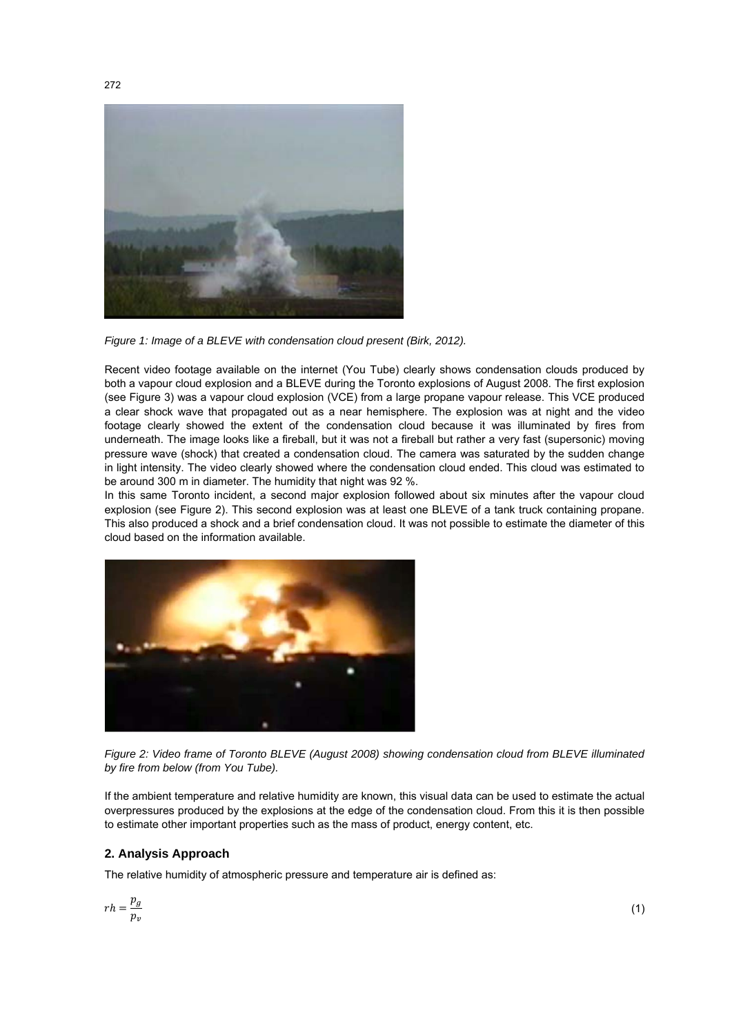*Figure 1: Image of a BLEVE with condensation cloud present (Birk, 2012).*

Recent video footage available on the internet (You Tube) clearly shows condensation clouds produced by both a vapour cloud explosion and a BLEVE during the Toronto explosions of August 2008. The first explosion (see Figure 3) was a vapour cloud explosion (VCE) from a large propane vapour release. This VCE produced a clear shock wave that propagated out as a near hemisphere. The explosion was at night and the video footage clearly showed the extent of the condensation cloud because it was illuminated by fires from underneath. The image looks like a fireball, but it was not a fireball but rather a very fast (supersonic) moving pressure wave (shock) that created a condensation cloud. The camera was saturated by the sudden change in light intensity. The video clearly showed where the condensation cloud ended. This cloud was estimated to be around 300 m in diameter. The humidity that night was 92 %.

In this same Toronto incident, a second major explosion followed about six minutes after the vapour cloud explosion (see Figure 2). This second explosion was at least one BLEVE of a tank truck containing propane. This also produced a shock and a brief condensation cloud. It was not possible to estimate the diameter of this cloud based on the information available.

*Figure 2: Video frame of Toronto BLEVE (August 2008) showing condensation cloud from BLEVE illuminated by fire from below (from You Tube).*

If the ambient temperature and relative humidity are known, this visual data can be used to estimate the actual overpressures produced by the explosions at the edge of the condensation cloud. From this it is then possible to estimate other important properties such as the mass of product, energy content, etc.

## 2. Analysis Approach

The relative humidity of atmospheric pressure and temperature air is defined as:

$$rh = \frac{p_g}{p_v} \tag{1}$$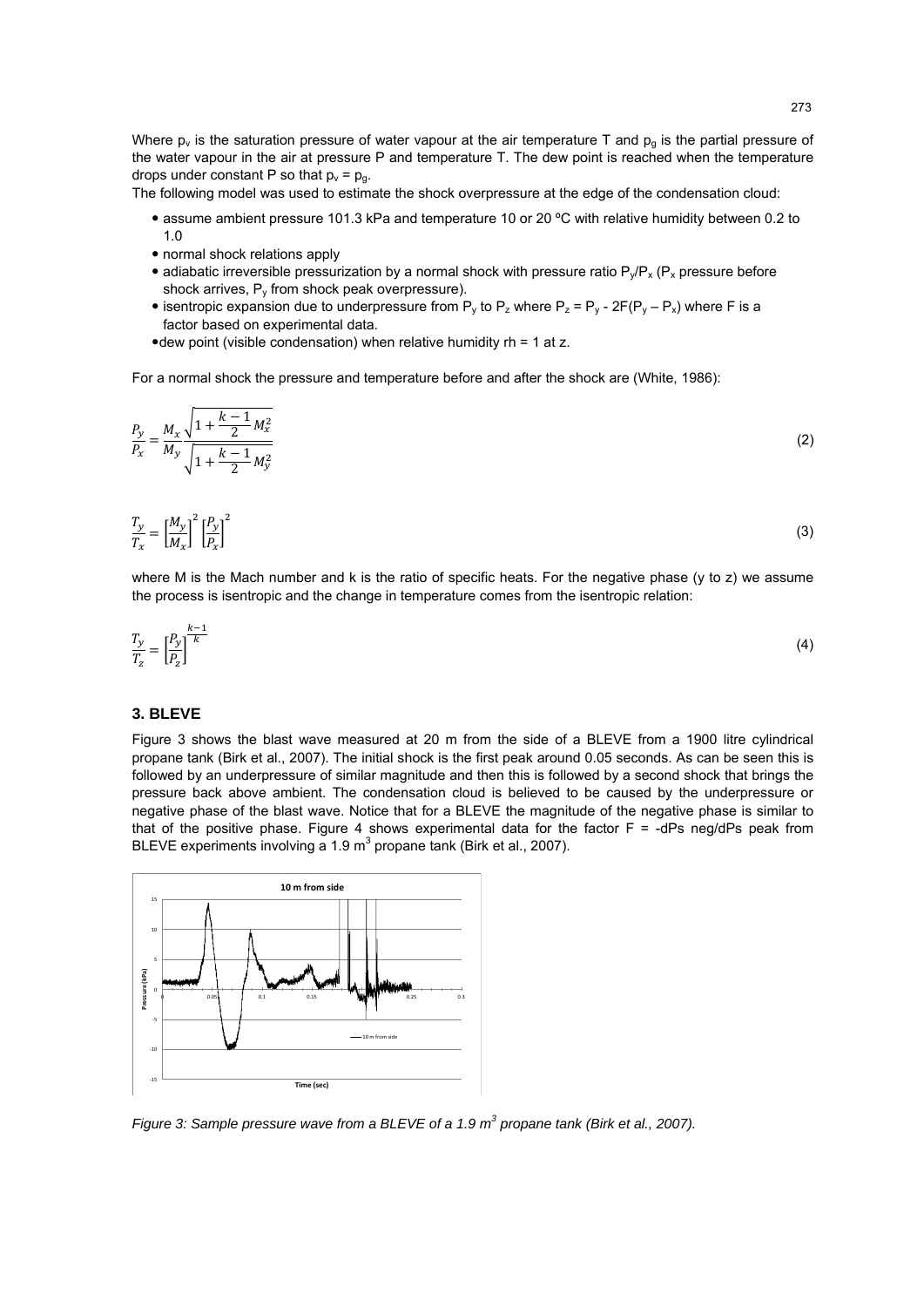Where $p_v$ is the saturation pressure of water vapour at the air temperature T and $p_g$ is the partial pressure of the water vapour in the air at pressure P and temperature T. The dew point is reached when the temperature drops under constant P so that $p_v = p_g$.

The following model was used to estimate the shock overpressure at the edge of the condensation cloud:

- assume ambient pressure 101.3 kPa and temperature 10 or 20 ºC with relative humidity between 0.2 to 1.0
- normal shock relations apply
- adiabatic irreversible pressurization by a normal shock with pressure ratio $P_y/P_x$ ($P_x$ pressure before shock arrives, $P_y$ from shock peak overpressure).
- isentropic expansion due to underpressure from $P_y$ to $P_z$ where $P_z = P_y - 2F(P_y - P_x)$ where F is a factor based on experimental data.
- dew point (visible condensation) when relative humidity rh = 1 at z.

For a normal shock the pressure and temperature before and after the shock are (White, 1986):

$$\frac{P_y}{P_x} = \frac{M_x}{M_y} \frac{\sqrt{1 + \frac{k-1}{2} M_x^2}}{\sqrt{1 + \frac{k-1}{2} M_y^2}} \tag{2}$$

$$\frac{T_y}{T_x} = \left[\frac{M_y}{M_x}\right]^2 \left[\frac{P_y}{P_x}\right]^2 \tag{3}$$

where M is the Mach number and k is the ratio of specific heats. For the negative phase (y to z) we assume the process is isentropic and the change in temperature comes from the isentropic relation:

$$\frac{T_y}{T_z} = \left[\frac{P_y}{P_z}\right]^{\frac{k-1}{k}} \tag{4}$$

## 3. BLEVE

Figure 3 shows the blast wave measured at 20 m from the side of a BLEVE from a 1900 litre cylindrical propane tank (Birk et al., 2007). The initial shock is the first peak around 0.05 seconds. As can be seen this is followed by an underpressure of similar magnitude and then this is followed by a second shock that brings the pressure back above ambient. The condensation cloud is believed to be caused by the underpressure or negative phase of the blast wave. Notice that for a BLEVE the magnitude of the negative phase is similar to that of the positive phase. Figure 4 shows experimental data for the factor F = -dPs neg/dPs peak from BLEVE experiments involving a 1.9 $m^3$ propane tank (Birk et al., 2007).

*Figure 3: Sample pressure wave from a BLEVE of a 1.9 $m^3$ propane tank (Birk et al., 2007).*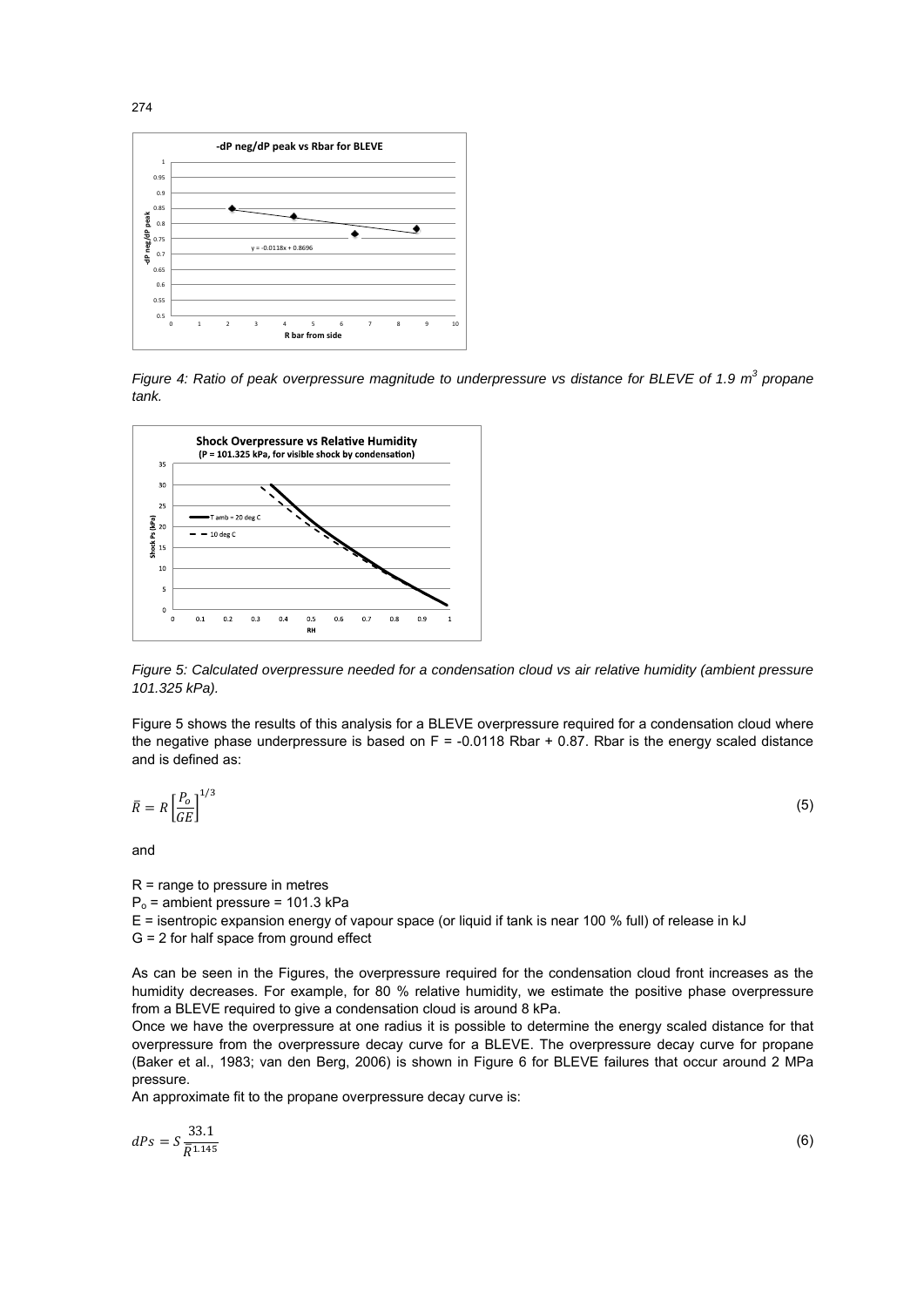*Figure 4: Ratio of peak overpressure magnitude to underpressure vs distance for BLEVE of 1.9 $m^3$ propane tank.*

*Figure 5: Calculated overpressure needed for a condensation cloud vs air relative humidity (ambient pressure 101.325 kPa).*

Figure 5 shows the results of this analysis for a BLEVE overpressure required for a condensation cloud where the negative phase underpressure is based on F = -0.0118 Rbar + 0.87. Rbar is the energy scaled distance and is defined as:

$$\bar{R} = R\left[\frac{P_o}{GE}\right]^{1/3} \tag{5}$$

and

R = range to pressure in metres
$P_o$ = ambient pressure = 101.3 kPa
E = isentropic expansion energy of vapour space (or liquid if tank is near 100 % full) of release in kJ
G = 2 for half space from ground effect

As can be seen in the Figures, the overpressure required for the condensation cloud front increases as the humidity decreases. For example, for 80 % relative humidity, we estimate the positive phase overpressure from a BLEVE required to give a condensation cloud is around 8 kPa.

Once we have the overpressure at one radius it is possible to determine the energy scaled distance for that overpressure from the overpressure decay curve for a BLEVE. The overpressure decay curve for propane (Baker et al., 1983; van den Berg, 2006) is shown in Figure 6 for BLEVE failures that occur around 2 MPa pressure.

An approximate fit to the propane overpressure decay curve is:

$$dPs = S\frac{33.1}{\bar{R}^{1.145}} \tag{6}$$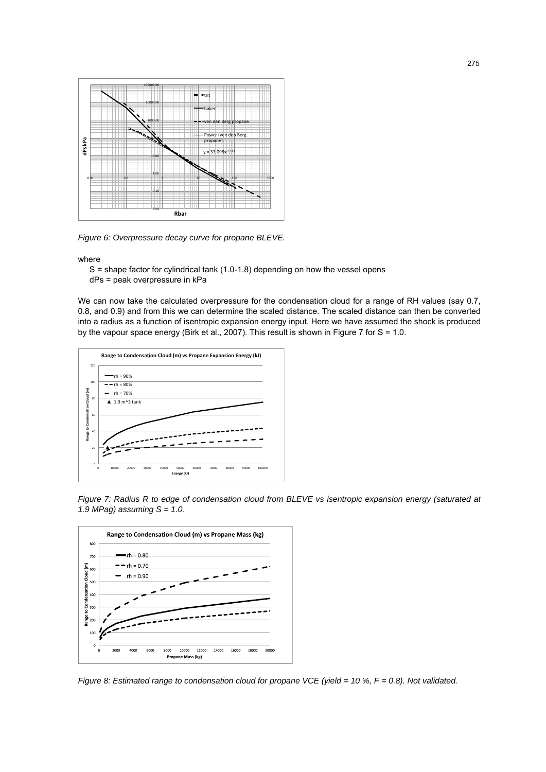*Figure 6: Overpressure decay curve for propane BLEVE.*

where

S = shape factor for cylindrical tank (1.0-1.8) depending on how the vessel opens
dPs = peak overpressure in kPa

We can now take the calculated overpressure for the condensation cloud for a range of RH values (say 0.7, 0.8, and 0.9) and from this we can determine the scaled distance. The scaled distance can then be converted into a radius as a function of isentropic expansion energy input. Here we have assumed the shock is produced by the vapour space energy (Birk et al., 2007). This result is shown in Figure 7 for S = 1.0.

*Figure 7: Radius R to edge of condensation cloud from BLEVE vs isentropic expansion energy (saturated at 1.9 MPag) assuming S = 1.0.*

*Figure 8: Estimated range to condensation cloud for propane VCE (yield = 10 %, F = 0.8). Not validated.*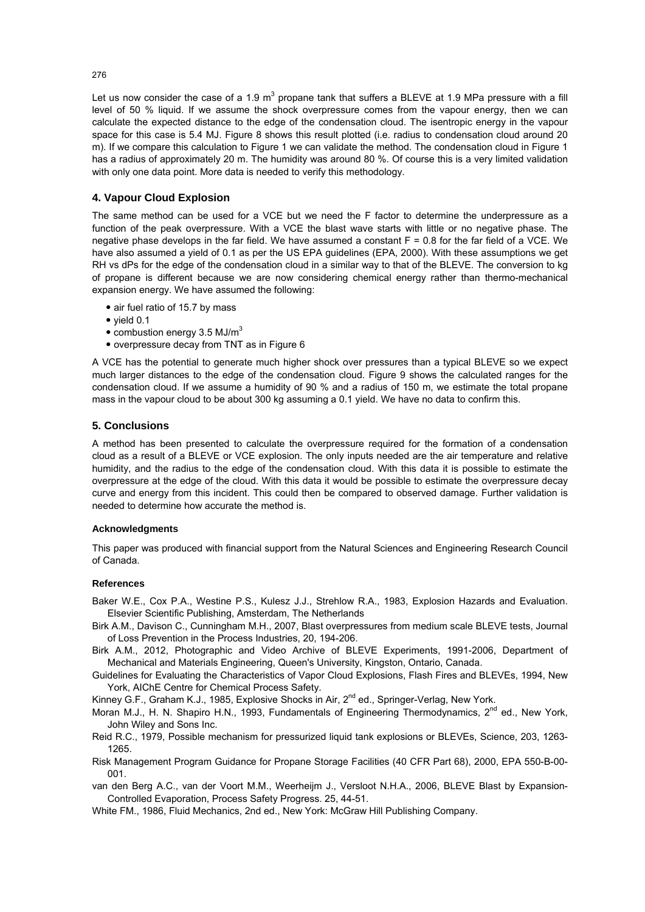Let us now consider the case of a 1.9 $m^3$ propane tank that suffers a BLEVE at 1.9 MPa pressure with a fill level of 50 % liquid. If we assume the shock overpressure comes from the vapour energy, then we can calculate the expected distance to the edge of the condensation cloud. The isentropic energy in the vapour space for this case is 5.4 MJ. Figure 8 shows this result plotted (i.e. radius to condensation cloud around 20 m). If we compare this calculation to Figure 1 we can validate the method. The condensation cloud in Figure 1 has a radius of approximately 20 m. The humidity was around 80 %. Of course this is a very limited validation with only one data point. More data is needed to verify this methodology.

## 4. Vapour Cloud Explosion

The same method can be used for a VCE but we need the F factor to determine the underpressure as a function of the peak overpressure. With a VCE the blast wave starts with little or no negative phase. The negative phase develops in the far field. We have assumed a constant F = 0.8 for the far field of a VCE. We have also assumed a yield of 0.1 as per the US EPA guidelines (EPA, 2000). With these assumptions we get RH vs dPs for the edge of the condensation cloud in a similar way to that of the BLEVE. The conversion to kg of propane is different because we are now considering chemical energy rather than thermo-mechanical expansion energy. We have assumed the following:

- air fuel ratio of 15.7 by mass
- yield 0.1
- combustion energy 3.5 $MJ/m^3$
- overpressure decay from TNT as in Figure 6

A VCE has the potential to generate much higher shock over pressures than a typical BLEVE so we expect much larger distances to the edge of the condensation cloud. Figure 9 shows the calculated ranges for the condensation cloud. If we assume a humidity of 90 % and a radius of 150 m, we estimate the total propane mass in the vapour cloud to be about 300 kg assuming a 0.1 yield. We have no data to confirm this.

## 5. Conclusions

A method has been presented to calculate the overpressure required for the formation of a condensation cloud as a result of a BLEVE or VCE explosion. The only inputs needed are the air temperature and relative humidity, and the radius to the edge of the condensation cloud. With this data it is possible to estimate the overpressure at the edge of the cloud. With this data it would be possible to estimate the overpressure decay curve and energy from this incident. This could then be compared to observed damage. Further validation is needed to determine how accurate the method is.

### Acknowledgments

This paper was produced with financial support from the Natural Sciences and Engineering Research Council of Canada.

### References

Baker W.E., Cox P.A., Westine P.S., Kulesz J.J., Strehlow R.A., 1983, Explosion Hazards and Evaluation. Elsevier Scientific Publishing, Amsterdam, The Netherlands

Birk A.M., Davison C., Cunningham M.H., 2007, Blast overpressures from medium scale BLEVE tests, Journal of Loss Prevention in the Process Industries, 20, 194-206.

Birk A.M., 2012, Photographic and Video Archive of BLEVE Experiments, 1991-2006, Department of Mechanical and Materials Engineering, Queen's University, Kingston, Ontario, Canada.

Guidelines for Evaluating the Characteristics of Vapor Cloud Explosions, Flash Fires and BLEVEs, 1994, New York, AIChE Centre for Chemical Process Safety.

Kinney G.F., Graham K.J., 1985, Explosive Shocks in Air, 2nd ed., Springer-Verlag, New York.

Moran M.J., H. N. Shapiro H.N., 1993, Fundamentals of Engineering Thermodynamics, 2nd ed., New York, John Wiley and Sons Inc.

Reid R.C., 1979, Possible mechanism for pressurized liquid tank explosions or BLEVEs, Science, 203, 1263-1265.

Risk Management Program Guidance for Propane Storage Facilities (40 CFR Part 68), 2000, EPA 550-B-00-001.

van den Berg A.C., van der Voort M.M., Weerheijm J., Versloot N.H.A., 2006, BLEVE Blast by Expansion-Controlled Evaporation, Process Safety Progress. 25, 44-51.

White FM., 1986, Fluid Mechanics, 2nd ed., New York: McGraw Hill Publishing Company.